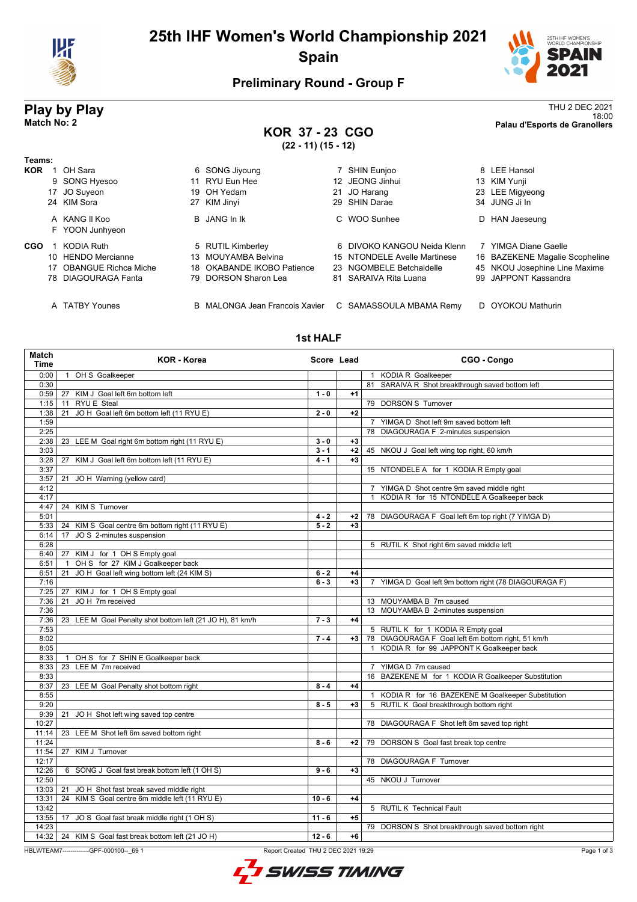# 25th IHF Women's World Championship 2021

## Spain

### Preliminary Round - Group F

## Play by Play

**Match No: 2**

THU 2 DEC 2021
18:00
**Palau d'Esports de Granollers**

## KOR 37 - 23 CGO

**(22 - 11) (15 - 12)**

**Teams:**

**KOR**
1 OH Sara, 6 SONG Jiyoung, 7 SHIN Eunjoo, 8 LEE Hansol, 9 SONG Hyesoo, 11 RYU Eun Hee, 12 JEONG Jinhui, 13 KIM Yunji, 17 JO Suyeon, 19 OH Yedam, 21 JO Harang, 23 LEE Migyeong, 24 KIM Sora, 27 KIM Jinyi, 29 SHIN Darae, 34 JUNG Ji In

A KANG Il Koo, B JANG In Ik, C WOO Sunhee, D HAN Jaeseung, F YOON Junhyeon

**CGO**
1 KODIA Ruth, 5 RUTIL Kimberley, 6 DIVOKO KANGOU Neida Klenn, 7 YIMGA Diane Gaelle, 10 HENDO Mercianne, 13 MOUYAMBA Belvina, 15 NTONDELE Avelle Martinese, 16 BAZEKENE Magalie Scopheline, 17 OBANGUE Richca Miche, 18 OKABANDE IKOBO Patience, 23 NGOMBELE Betchaidelle, 45 NKOU Josephine Line Maxime, 78 DIAGOURAGA Fanta, 79 DORSON Sharon Lea, 81 SARAIVA Rita Luana, 99 JAPPONT Kassandra

A TATBY Younes, B MALONGA Jean Francois Xavier, C SAMASSOULA MBAMA Remy, D OYOKOU Mathurin

### 1st HALF

| Match Time | KOR - Korea | Score | Lead | CGO - Congo |
|---|---|---|---|---|
| 0:00 | 1 OH S Goalkeeper | | | 1 KODIA R Goalkeeper |
| 0:30 | | | | 81 SARAIVA R Shot breakthrough saved bottom left |
| 0:59 | 27 KIM J Goal left 6m bottom left | 1 - 0 | +1 | |
| 1:15 | 11 RYU E Steal | | | 79 DORSON S Turnover |
| 1:38 | 21 JO H Goal left 6m bottom left (11 RYU E) | 2 - 0 | +2 | |
| 1:59 | | | | 7 YIMGA D Shot left 9m saved bottom left |
| 2:25 | | | | 78 DIAGOURAGA F 2-minutes suspension |
| 2:38 | 23 LEE M Goal right 6m bottom right (11 RYU E) | 3 - 0 | +3 | |
| 3:03 | | 3 - 1 | +2 | 45 NKOU J Goal left wing top right, 60 km/h |
| 3:28 | 27 KIM J Goal left 6m bottom left (11 RYU E) | 4 - 1 | +3 | |
| 3:37 | | | | 15 NTONDELE A for 1 KODIA R Empty goal |
| 3:57 | 21 JO H Warning (yellow card) | | | |
| 4:12 | | | | 7 YIMGA D Shot centre 9m saved middle right |
| 4:17 | | | | 1 KODIA R for 15 NTONDELE A Goalkeeper back |
| 4:47 | 24 KIM S Turnover | | | |
| 5:01 | | 4 - 2 | +2 | 78 DIAGOURAGA F Goal left 6m top right (7 YIMGA D) |
| 5:33 | 24 KIM S Goal centre 6m bottom right (11 RYU E) | 5 - 2 | +3 | |
| 6:14 | 17 JO S 2-minutes suspension | | | |
| 6:28 | | | | 5 RUTIL K Shot right 6m saved middle left |
| 6:40 | 27 KIM J for 1 OH S Empty goal | | | |
| 6:51 | 1 OH S for 27 KIM J Goalkeeper back | | | |
| 6:51 | 21 JO H Goal left wing bottom left (24 KIM S) | 6 - 2 | +4 | |
| 7:16 | | 6 - 3 | +3 | 7 YIMGA D Goal left 9m bottom right (78 DIAGOURAGA F) |
| 7:25 | 27 KIM J for 1 OH S Empty goal | | | |
| 7:36 | 21 JO H 7m received | | | 13 MOUYAMBA B 7m caused |
| 7:36 | | | | 13 MOUYAMBA B 2-minutes suspension |
| 7:36 | 23 LEE M Goal Penalty shot bottom left (21 JO H), 81 km/h | 7 - 3 | +4 | |
| 7:53 | | | | 5 RUTIL K for 1 KODIA R Empty goal |
| 8:02 | | 7 - 4 | +3 | 78 DIAGOURAGA F Goal left 6m bottom right, 51 km/h |
| 8:05 | | | | 1 KODIA R for 99 JAPPONT K Goalkeeper back |
| 8:33 | 1 OH S for 7 SHIN E Goalkeeper back | | | |
| 8:33 | 23 LEE M 7m received | | | 7 YIMGA D 7m caused |
| 8:33 | | | | 16 BAZEKENE M for 1 KODIA R Goalkeeper Substitution |
| 8:37 | 23 LEE M Goal Penalty shot bottom right | 8 - 4 | +4 | |
| 8:55 | | | | 1 KODIA R for 16 BAZEKENE M Goalkeeper Substitution |
| 9:20 | | 8 - 5 | +3 | 5 RUTIL K Goal breakthrough bottom right |
| 9:39 | 21 JO H Shot left wing saved top centre | | | |
| 10:27 | | | | 78 DIAGOURAGA F Shot left 6m saved top right |
| 11:14 | 23 LEE M Shot left 6m saved bottom right | | | |
| 11:24 | | 8 - 6 | +2 | 79 DORSON S Goal fast break top centre |
| 11:54 | 27 KIM J Turnover | | | |
| 12:17 | | | | 78 DIAGOURAGA F Turnover |
| 12:26 | 6 SONG J Goal fast break bottom left (1 OH S) | 9 - 6 | +3 | |
| 12:50 | | | | 45 NKOU J Turnover |
| 13:03 | 21 JO H Shot fast break saved middle right | | | |
| 13:31 | 24 KIM S Goal centre 6m middle left (11 RYU E) | 10 - 6 | +4 | |
| 13:42 | | | | 5 RUTIL K Technical Fault |
| 13:55 | 17 JO S Goal fast break middle right (1 OH S) | 11 - 6 | +5 | |
| 14:23 | | | | 79 DORSON S Shot breakthrough saved bottom right |
| 14:32 | 24 KIM S Goal fast break bottom left (21 JO H) | 12 - 6 | +6 | |

HBLWTEAM7-------------GPF-000100--_69 1 Report Created THU 2 DEC 2021 19:29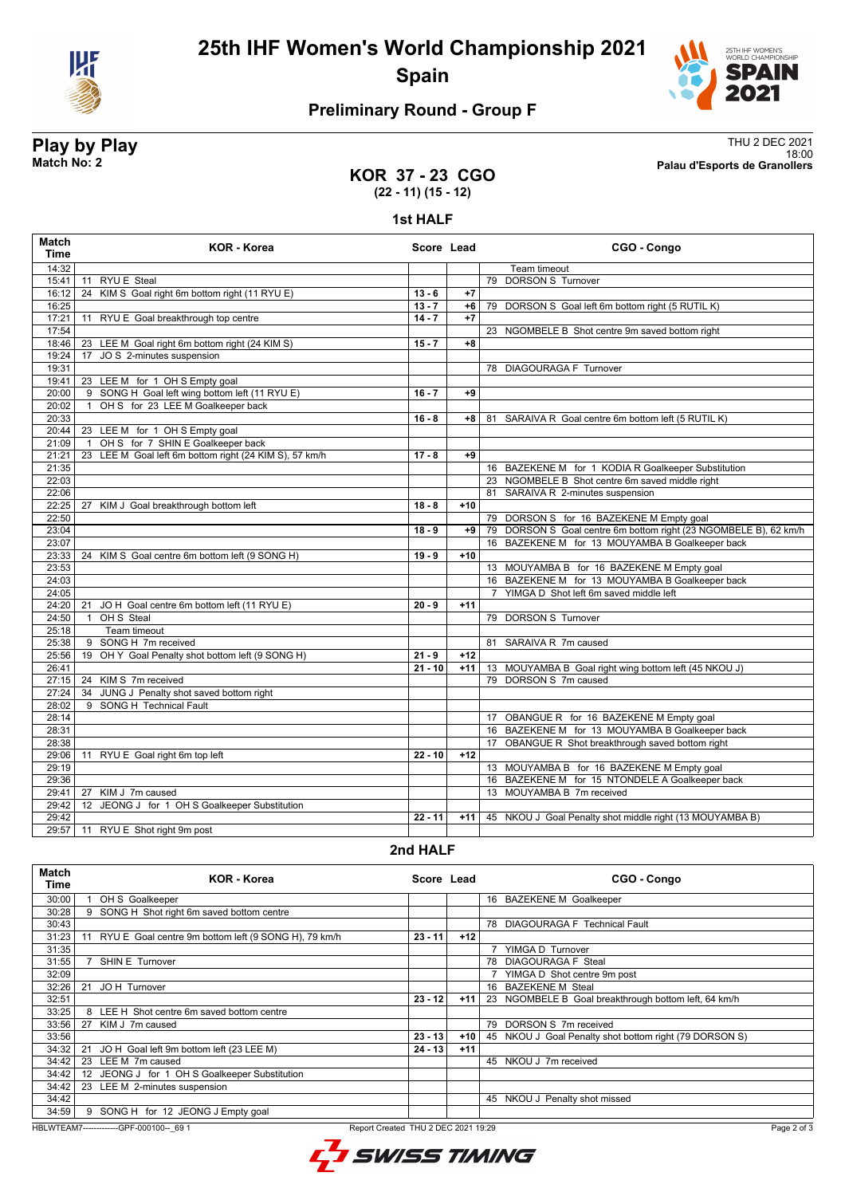# 25th IHF Women's World Championship 2021

## Spain

### Preliminary Round - Group F

**Play by Play**
**Match No: 2**

THU 2 DEC 2021
18:00
**Palau d'Esports de Granollers**

## KOR 37 - 23 CGO
**(22 - 11) (15 - 12)**

### 1st HALF

| Match Time | KOR - Korea | Score | Lead | CGO - Congo |
|---|---|---|---|---|
| 14:32 | | | | Team timeout |
| 15:41 | 11 RYU E Steal | | | 79 DORSON S Turnover |
| 16:12 | 24 KIM S Goal right 6m bottom right (11 RYU E) | 13 - 6 | +7 | |
| 16:25 | | 13 - 7 | +6 | 79 DORSON S Goal left 6m bottom right (5 RUTIL K) |
| 17:21 | 11 RYU E Goal breakthrough top centre | 14 - 7 | +7 | |
| 17:54 | | | | 23 NGOMBELE B Shot centre 9m saved bottom right |
| 18:46 | 23 LEE M Goal right 6m bottom right (24 KIM S) | 15 - 7 | +8 | |
| 19:24 | 17 JO S 2-minutes suspension | | | |
| 19:31 | | | | 78 DIAGOURAGA F Turnover |
| 19:41 | 23 LEE M for 1 OH S Empty goal | | | |
| 20:00 | 9 SONG H Goal left wing bottom left (11 RYU E) | 16 - 7 | +9 | |
| 20:02 | 1 OH S for 23 LEE M Goalkeeper back | | | |
| 20:33 | | 16 - 8 | +8 | 81 SARAIVA R Goal centre 6m bottom left (5 RUTIL K) |
| 20:44 | 23 LEE M for 1 OH S Empty goal | | | |
| 21:09 | 1 OH S for 7 SHIN E Goalkeeper back | | | |
| 21:21 | 23 LEE M Goal left 6m bottom right (24 KIM S), 57 km/h | 17 - 8 | +9 | |
| 21:35 | | | | 16 BAZEKENE M for 1 KODIA R Goalkeeper Substitution |
| 22:03 | | | | 23 NGOMBELE B Shot centre 6m saved middle right |
| 22:06 | | | | 81 SARAIVA R 2-minutes suspension |
| 22:25 | 27 KIM J Goal breakthrough bottom left | 18 - 8 | +10 | |
| 22:50 | | | | 79 DORSON S for 16 BAZEKENE M Empty goal |
| 23:04 | | 18 - 9 | +9 | 79 DORSON S Goal centre 6m bottom right (23 NGOMBELE B), 62 km/h |
| 23:07 | | | | 16 BAZEKENE M for 13 MOUYAMBA B Goalkeeper back |
| 23:33 | 24 KIM S Goal centre 6m bottom left (9 SONG H) | 19 - 9 | +10 | |
| 23:53 | | | | 13 MOUYAMBA B for 16 BAZEKENE M Empty goal |
| 24:03 | | | | 16 BAZEKENE M for 13 MOUYAMBA B Goalkeeper back |
| 24:05 | | | | 7 YIMGA D Shot left 6m saved middle left |
| 24:20 | 21 JO H Goal centre 6m bottom left (11 RYU E) | 20 - 9 | +11 | |
| 24:50 | 1 OH S Steal | | | 79 DORSON S Turnover |
| 25:18 | Team timeout | | | |
| 25:38 | 9 SONG H 7m received | | | 81 SARAIVA R 7m caused |
| 25:56 | 19 OH Y Goal Penalty shot bottom left (9 SONG H) | 21 - 9 | +12 | |
| 26:41 | | 21 - 10 | +11 | 13 MOUYAMBA B Goal right wing bottom left (45 NKOU J) |
| 27:15 | 24 KIM S 7m received | | | 79 DORSON S 7m caused |
| 27:24 | 34 JUNG J Penalty shot saved bottom right | | | |
| 28:02 | 9 SONG H Technical Fault | | | |
| 28:14 | | | | 17 OBANGUE R for 16 BAZEKENE M Empty goal |
| 28:31 | | | | 16 BAZEKENE M for 13 MOUYAMBA B Goalkeeper back |
| 28:38 | | | | 17 OBANGUE R Shot breakthrough saved bottom right |
| 29:06 | 11 RYU E Goal right 6m top left | 22 - 10 | +12 | |
| 29:19 | | | | 13 MOUYAMBA B for 16 BAZEKENE M Empty goal |
| 29:36 | | | | 16 BAZEKENE M for 15 NTONDELE A Goalkeeper back |
| 29:41 | 27 KIM J 7m caused | | | 13 MOUYAMBA B 7m received |
| 29:42 | 12 JEONG J for 1 OH S Goalkeeper Substitution | | | |
| 29:42 | | 22 - 11 | +11 | 45 NKOU J Goal Penalty shot middle right (13 MOUYAMBA B) |
| 29:57 | 11 RYU E Shot right 9m post | | | |

### 2nd HALF

| Match Time | KOR - Korea | Score | Lead | CGO - Congo |
|---|---|---|---|---|
| 30:00 | 1 OH S Goalkeeper | | | 16 BAZEKENE M Goalkeeper |
| 30:28 | 9 SONG H Shot right 6m saved bottom centre | | | |
| 30:43 | | | | 78 DIAGOURAGA F Technical Fault |
| 31:23 | 11 RYU E Goal centre 9m bottom left (9 SONG H), 79 km/h | 23 - 11 | +12 | |
| 31:35 | | | | 7 YIMGA D Turnover |
| 31:55 | 7 SHIN E Turnover | | | 78 DIAGOURAGA F Steal |
| 32:09 | | | | 7 YIMGA D Shot centre 9m post |
| 32:26 | 21 JO H Turnover | | | 16 BAZEKENE M Steal |
| 32:51 | | 23 - 12 | +11 | 23 NGOMBELE B Goal breakthrough bottom left, 64 km/h |
| 33:25 | 8 LEE H Shot centre 6m saved bottom centre | | | |
| 33:56 | 27 KIM J 7m caused | | | 79 DORSON S 7m received |
| 33:56 | | 23 - 13 | +10 | 45 NKOU J Goal Penalty shot bottom right (79 DORSON S) |
| 34:32 | 21 JO H Goal left 9m bottom left (23 LEE M) | 24 - 13 | +11 | |
| 34:42 | 23 LEE M 7m caused | | | 45 NKOU J 7m received |
| 34:42 | 12 JEONG J for 1 OH S Goalkeeper Substitution | | | |
| 34:42 | 23 LEE M 2-minutes suspension | | | |
| 34:42 | | | | 45 NKOU J Penalty shot missed |
| 34:59 | 9 SONG H for 12 JEONG J Empty goal | | | |

HBLWTEAM7-------------GPF-000100--_69 1 Report Created THU 2 DEC 2021 19:29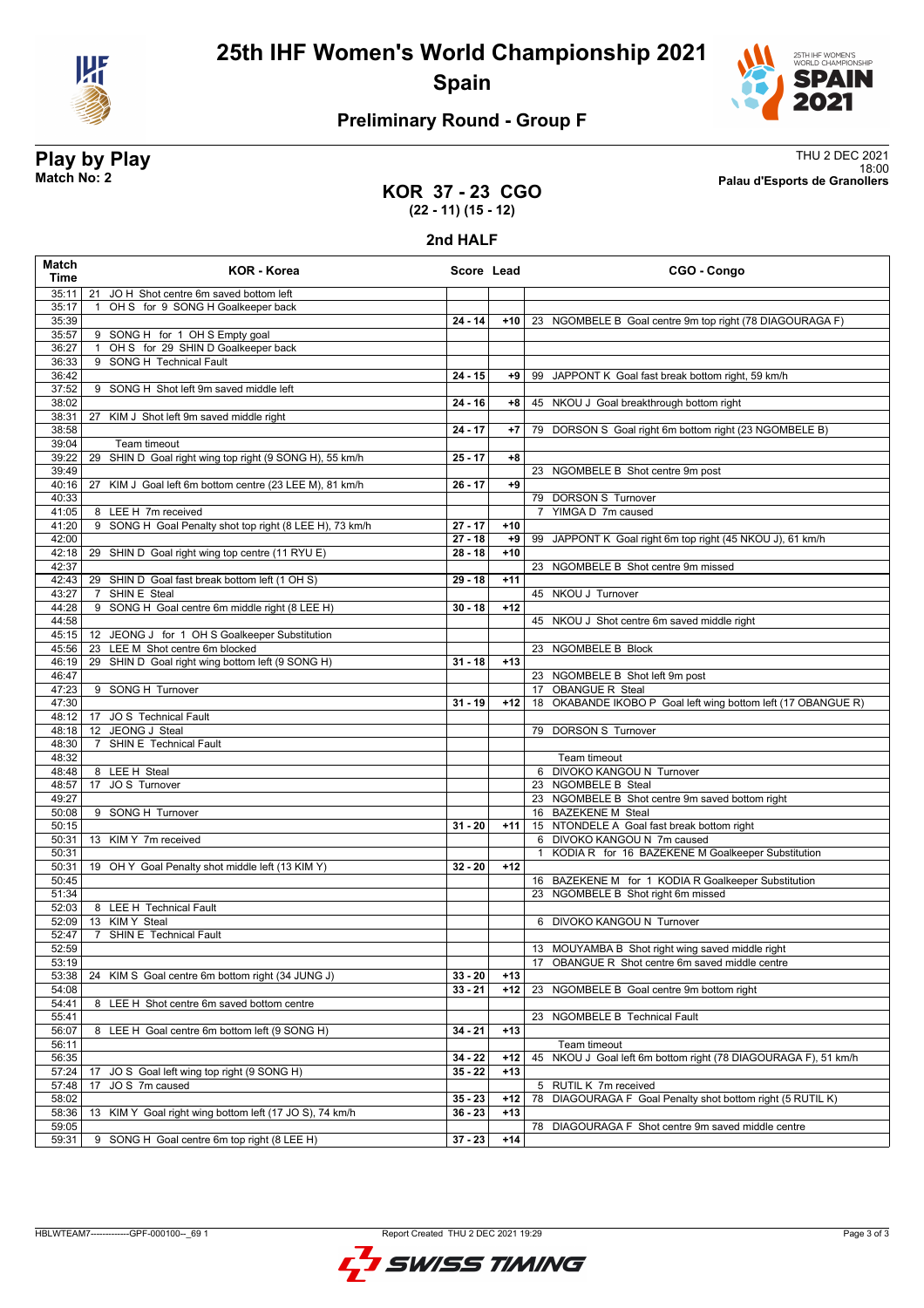# 25th IHF Women's World Championship 2021

## Spain

### Preliminary Round - Group F

**Play by Play**
**Match No: 2**

THU 2 DEC 2021
18:00
**Palau d'Esports de Granollers**

## KOR 37 - 23 CGO

**(22 - 11) (15 - 12)**

### 2nd HALF

| Match Time | KOR - Korea | Score | Lead | CGO - Congo |
|---|---|---|---|---|
| 35:11 | 21 JO H Shot centre 6m saved bottom left | | | |
| 35:17 | 1 OH S for 9 SONG H Goalkeeper back | | | |
| 35:39 | | 24 - 14 | +10 | 23 NGOMBELE B Goal centre 9m top right (78 DIAGOURAGA F) |
| 35:57 | 9 SONG H for 1 OH S Empty goal | | | |
| 36:27 | 1 OH S for 29 SHIN D Goalkeeper back | | | |
| 36:33 | 9 SONG H Technical Fault | | | |
| 36:42 | | 24 - 15 | +9 | 99 JAPPONT K Goal fast break bottom right, 59 km/h |
| 37:52 | 9 SONG H Shot left 9m saved middle left | | | |
| 38:02 | | 24 - 16 | +8 | 45 NKOU J Goal breakthrough bottom right |
| 38:31 | 27 KIM J Shot left 9m saved middle right | | | |
| 38:58 | | 24 - 17 | +7 | 79 DORSON S Goal right 6m bottom right (23 NGOMBELE B) |
| 39:04 | Team timeout | | | |
| 39:22 | 29 SHIN D Goal right wing top right (9 SONG H), 55 km/h | 25 - 17 | +8 | |
| 39:49 | | | | 23 NGOMBELE B Shot centre 9m post |
| 40:16 | 27 KIM J Goal left 6m bottom centre (23 LEE M), 81 km/h | 26 - 17 | +9 | |
| 40:33 | | | | 79 DORSON S Turnover |
| 41:05 | 8 LEE H 7m received | | | 7 YIMGA D 7m caused |
| 41:20 | 9 SONG H Goal Penalty shot top right (8 LEE H), 73 km/h | 27 - 17 | +10 | |
| 42:00 | | 27 - 18 | +9 | 99 JAPPONT K Goal right 6m top right (45 NKOU J), 61 km/h |
| 42:18 | 29 SHIN D Goal right wing top centre (11 RYU E) | 28 - 18 | +10 | |
| 42:37 | | | | 23 NGOMBELE B Shot centre 9m missed |
| 42:43 | 29 SHIN D Goal fast break bottom left (1 OH S) | 29 - 18 | +11 | |
| 43:27 | 7 SHIN E Steal | | | 45 NKOU J Turnover |
| 44:28 | 9 SONG H Goal centre 6m middle right (8 LEE H) | 30 - 18 | +12 | |
| 44:58 | | | | 45 NKOU J Shot centre 6m saved middle right |
| 45:15 | 12 JEONG J for 1 OH S Goalkeeper Substitution | | | |
| 45:56 | 23 LEE M Shot centre 6m blocked | | | 23 NGOMBELE B Block |
| 46:19 | 29 SHIN D Goal right wing bottom left (9 SONG H) | 31 - 18 | +13 | |
| 46:47 | | | | 23 NGOMBELE B Shot left 9m post |
| 47:23 | 9 SONG H Turnover | | | 17 OBANGUE R Steal |
| 47:30 | | 31 - 19 | +12 | 18 OKABANDE IKOBO P Goal left wing bottom left (17 OBANGUE R) |
| 48:12 | 17 JO S Technical Fault | | | |
| 48:18 | 12 JEONG J Steal | | | 79 DORSON S Turnover |
| 48:30 | 7 SHIN E Technical Fault | | | |
| 48:32 | | | | Team timeout |
| 48:48 | 8 LEE H Steal | | | 6 DIVOKO KANGOU N Turnover |
| 48:57 | 17 JO S Turnover | | | 23 NGOMBELE B Steal |
| 49:27 | | | | 23 NGOMBELE B Shot centre 9m saved bottom right |
| 50:08 | 9 SONG H Turnover | | | 16 BAZEKENE M Steal |
| 50:15 | | 31 - 20 | +11 | 15 NTONDELE A Goal fast break bottom right |
| 50:31 | 13 KIM Y 7m received | | | 6 DIVOKO KANGOU N 7m caused |
| 50:31 | | | | 1 KODIA R for 16 BAZEKENE M Goalkeeper Substitution |
| 50:31 | 19 OH Y Goal Penalty shot middle left (13 KIM Y) | 32 - 20 | +12 | |
| 50:45 | | | | 16 BAZEKENE M for 1 KODIA R Goalkeeper Substitution |
| 51:34 | | | | 23 NGOMBELE B Shot right 6m missed |
| 52:03 | 8 LEE H Technical Fault | | | |
| 52:09 | 13 KIM Y Steal | | | 6 DIVOKO KANGOU N Turnover |
| 52:47 | 7 SHIN E Technical Fault | | | |
| 52:59 | | | | 13 MOUYAMBA B Shot right wing saved middle right |
| 53:19 | | | | 17 OBANGUE R Shot centre 6m saved middle centre |
| 53:38 | 24 KIM S Goal centre 6m bottom right (34 JUNG J) | 33 - 20 | +13 | |
| 54:08 | | 33 - 21 | +12 | 23 NGOMBELE B Goal centre 9m bottom right |
| 54:41 | 8 LEE H Shot centre 6m saved bottom centre | | | |
| 55:41 | | | | 23 NGOMBELE B Technical Fault |
| 56:07 | 8 LEE H Goal centre 6m bottom left (9 SONG H) | 34 - 21 | +13 | |
| 56:11 | | | | Team timeout |
| 56:35 | | 34 - 22 | +12 | 45 NKOU J Goal left 6m bottom right (78 DIAGOURAGA F), 51 km/h |
| 57:24 | 17 JO S Goal left wing top right (9 SONG H) | 35 - 22 | +13 | |
| 57:48 | 17 JO S 7m caused | | | 5 RUTIL K 7m received |
| 58:02 | | 35 - 23 | +12 | 78 DIAGOURAGA F Goal Penalty shot bottom right (5 RUTIL K) |
| 58:36 | 13 KIM Y Goal right wing bottom left (17 JO S), 74 km/h | 36 - 23 | +13 | |
| 59:05 | | | | 78 DIAGOURAGA F Shot centre 9m saved middle centre |
| 59:31 | 9 SONG H Goal centre 6m top right (8 LEE H) | 37 - 23 | +14 | |

HBLWTEAM7-------------GPF-000100--_69 1 Report Created THU 2 DEC 2021 19:29